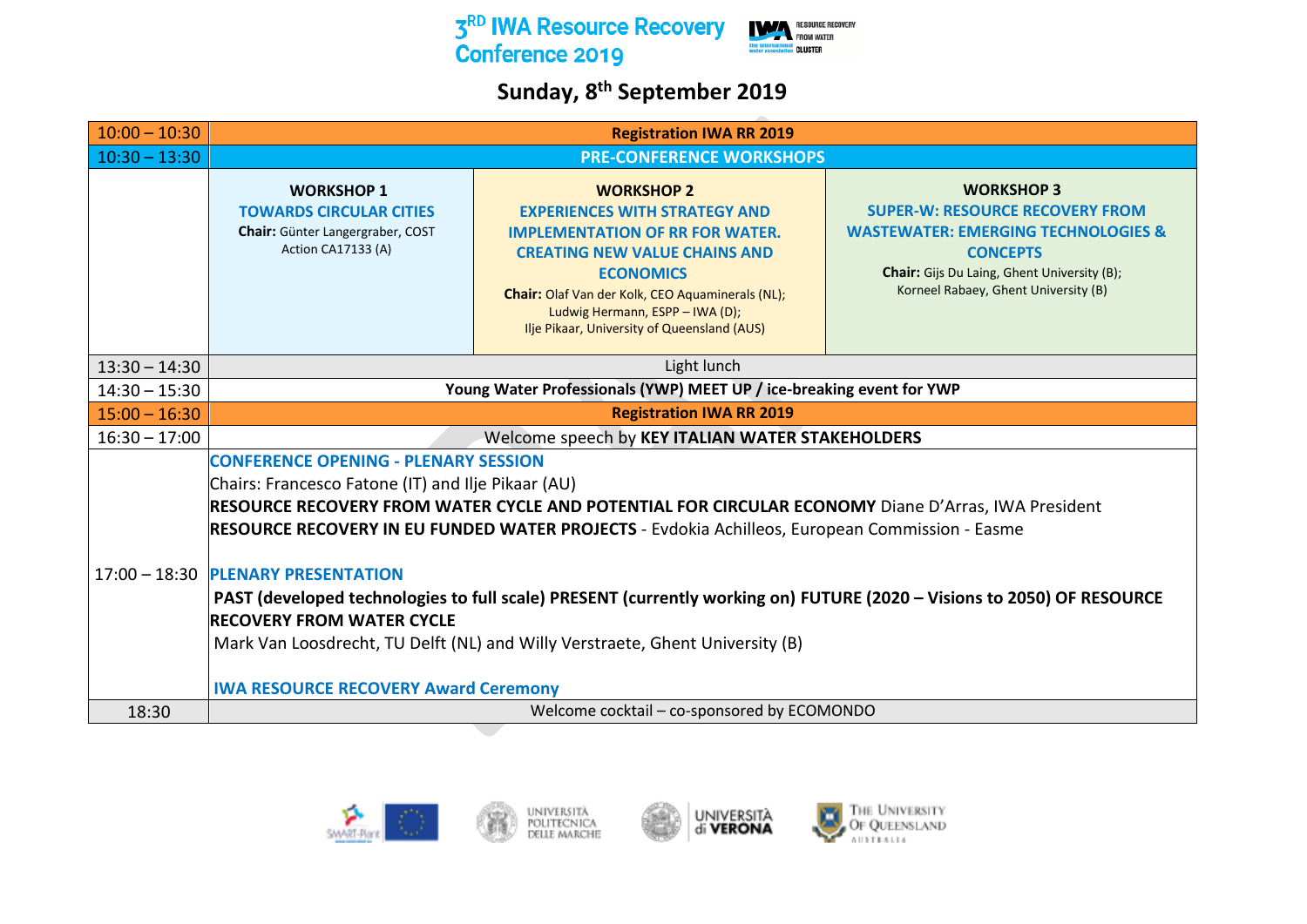# 3[RD] IWA Resource Recovery Conference 2019

## Sunday, 8th September 2019

| | | | |
|---|---|---|---|
| 10:00 – 10:30 | **Registration IWA RR 2019** | | |
| 10:30 – 13:30 | **PRE-CONFERENCE WORKSHOPS** | | |
| | **WORKSHOP 1**<br>**TOWARDS CIRCULAR CITIES**<br>**Chair:** Günter Langergraber, COST Action CA17133 (A) | **WORKSHOP 2**<br>**EXPERIENCES WITH STRATEGY AND IMPLEMENTATION OF RR FOR WATER. CREATING NEW VALUE CHAINS AND ECONOMICS**<br>**Chair:** Olaf Van der Kolk, CEO Aquaminerals (NL); Ludwig Hermann, ESPP – IWA (D); Ilje Pikaar, University of Queensland (AUS) | **WORKSHOP 3**<br>**SUPER-W: RESOURCE RECOVERY FROM WASTEWATER: EMERGING TECHNOLOGIES & CONCEPTS**<br>**Chair:** Gijs Du Laing, Ghent University (B); Korneel Rabaey, Ghent University (B) |
| 13:30 – 14:30 | Light lunch | | |
| 14:30 – 15:30 | **Young Water Professionals (YWP) MEET UP / ice-breaking event for YWP** | | |
| 15:00 – 16:30 | **Registration IWA RR 2019** | | |
| 16:30 – 17:00 | Welcome speech by **KEY ITALIAN WATER STAKEHOLDERS** | | |
| 17:00 – 18:30 | **CONFERENCE OPENING - PLENARY SESSION**<br>Chairs: Francesco Fatone (IT) and Ilje Pikaar (AU)<br>**RESOURCE RECOVERY FROM WATER CYCLE AND POTENTIAL FOR CIRCULAR ECONOMY** Diane D'Arras, IWA President<br>**RESOURCE RECOVERY IN EU FUNDED WATER PROJECTS** - Evdokia Achilleos, European Commission - Easme<br><br>**PLENARY PRESENTATION**<br>**PAST (developed technologies to full scale) PRESENT (currently working on) FUTURE (2020 – Visions to 2050) OF RESOURCE RECOVERY FROM WATER CYCLE**<br>Mark Van Loosdrecht, TU Delft (NL) and Willy Verstraete, Ghent University (B)<br><br>**IWA RESOURCE RECOVERY Award Ceremony** | | |
| 18:30 | Welcome cocktail – co-sponsored by ECOMONDO | | |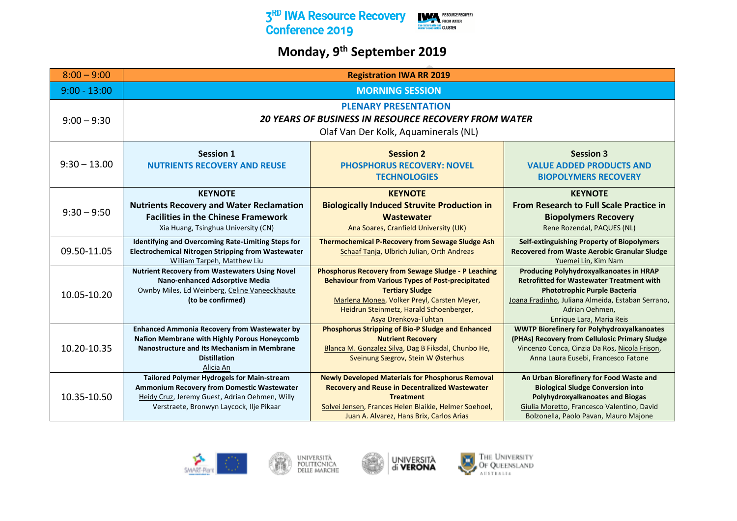# 3[RD] IWA Resource Recovery Conference 2019

## Monday, 9[th] September 2019

| | | | |
|---|---|---|---|
| 8:00 – 9:00 | **Registration IWA RR 2019** | | |
| 9:00 - 13:00 | **MORNING SESSION** | | |
| 9:00 – 9:30 | **PLENARY PRESENTATION** ***20 YEARS OF BUSINESS IN RESOURCE RECOVERY FROM WATER*** Olaf Van Der Kolk, Aquaminerals (NL) | | |
| 9:30 – 13.00 | **Session 1** **NUTRIENTS RECOVERY AND REUSE** | **Session 2** **PHOSPHORUS RECOVERY: NOVEL TECHNOLOGIES** | **Session 3** **VALUE ADDED PRODUCTS AND BIOPOLYMERS RECOVERY** |
| 9:30 – 9:50 | **KEYNOTE** **Nutrients Recovery and Water Reclamation Facilities in the Chinese Framework** Xia Huang, Tsinghua University (CN) | **KEYNOTE** **Biologically Induced Struvite Production in Wastewater** Ana Soares, Cranfield University (UK) | **KEYNOTE** **From Research to Full Scale Practice in Biopolymers Recovery** Rene Rozendal, PAQUES (NL) |
| 09.50-11.05 | **Identifying and Overcoming Rate-Limiting Steps for Electrochemical Nitrogen Stripping from Wastewater** William Tarpeh, Matthew Liu | **Thermochemical P-Recovery from Sewage Sludge Ash** Schaaf Tanja, Ulbrich Julian, Orth Andreas | **Self-extinguishing Property of Biopolymers Recovered from Waste Aerobic Granular Sludge** Yuemei Lin, Kim Nam |
| 10.05-10.20 | **Nutrient Recovery from Wastewaters Using Novel Nano-enhanced Adsorptive Media** Ownby Miles, Ed Weinberg, Celine Vaneeckhaute **(to be confirmed)** | **Phosphorus Recovery from Sewage Sludge - P Leaching Behaviour from Various Types of Post-precipitated Tertiary Sludge** Marlena Monea, Volker Preyl, Carsten Meyer, Heidrun Steinmetz, Harald Schoenberger, Asya Drenkova-Tuhtan | **Producing Polyhydroxyalkanoates in HRAP Retrofitted for Wastewater Treatment with Phototrophic Purple Bacteria** Joana Fradinho, Juliana Almeida, Estaban Serrano, Adrian Oehmen, Enrique Lara, Maria Reis |
| 10.20-10.35 | **Enhanced Ammonia Recovery from Wastewater by Nafion Membrane with Highly Porous Honeycomb Nanostructure and Its Mechanism in Membrane Distillation** Alicia An | **Phosphorus Stripping of Bio-P Sludge and Enhanced Nutrient Recovery** Blanca M. Gonzalez Silva, Dag B Fiksdal, Chunbo He, Sveinung Sægrov, Stein W Østerhus | **WWTP Biorefinery for Polyhydroxyalkanoates (PHAs) Recovery from Cellulosic Primary Sludge** Vincenzo Conca, Cinzia Da Ros, Nicola Frison, Anna Laura Eusebi, Francesco Fatone |
| 10.35-10.50 | **Tailored Polymer Hydrogels for Main-stream Ammonium Recovery from Domestic Wastewater** Heidy Cruz, Jeremy Guest, Adrian Oehmen, Willy Verstraete, Bronwyn Laycock, Ilje Pikaar | **Newly Developed Materials for Phosphorus Removal Recovery and Reuse in Decentralized Wastewater Treatment** Solvei Jensen, Frances Helen Blaikie, Helmer Soehoel, Juan A. Alvarez, Hans Brix, Carlos Arias | **An Urban Biorefinery for Food Waste and Biological Sludge Conversion into Polyhydroxyalkanoates and Biogas** Giulia Moretto, Francesco Valentino, David Bolzonella, Paolo Pavan, Mauro Majone |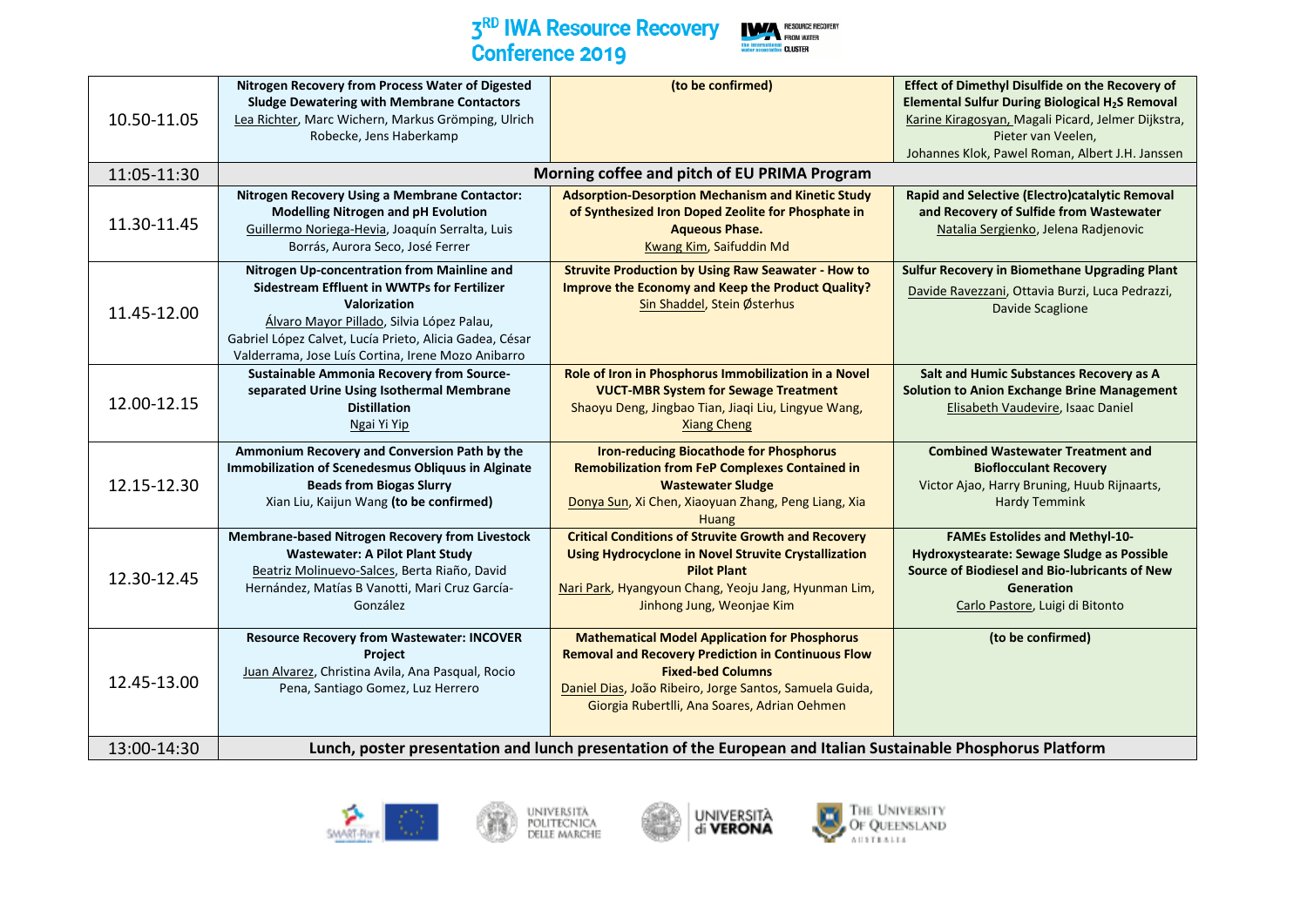| | | | |
|---|---|---|---|
| 10.50-11.05 | **Nitrogen Recovery from Process Water of Digested Sludge Dewatering with Membrane Contactors** Lea Richter, Marc Wichern, Markus Grömping, Ulrich Robecke, Jens Haberkamp | **(to be confirmed)** | **Effect of Dimethyl Disulfide on the Recovery of Elemental Sulfur During Biological $H_2S$ Removal** Karine Kiragosyan, Magali Picard, Jelmer Dijkstra, Pieter van Veelen, Johannes Klok, Pawel Roman, Albert J.H. Janssen |
| 11:05-11:30 | **Morning coffee and pitch of EU PRIMA Program** | | |
| 11.30-11.45 | **Nitrogen Recovery Using a Membrane Contactor: Modelling Nitrogen and pH Evolution** Guillermo Noriega-Hevia, Joaquín Serralta, Luis Borrás, Aurora Seco, José Ferrer | **Adsorption-Desorption Mechanism and Kinetic Study of Synthesized Iron Doped Zeolite for Phosphate in Aqueous Phase.** Kwang Kim, Saifuddin Md | **Rapid and Selective (Electro)catalytic Removal and Recovery of Sulfide from Wastewater** Natalia Sergienko, Jelena Radjenovic |
| 11.45-12.00 | **Nitrogen Up-concentration from Mainline and Sidestream Effluent in WWTPs for Fertilizer Valorization** Álvaro Mayor Pillado, Silvia López Palau, Gabriel López Calvet, Lucía Prieto, Alicia Gadea, César Valderrama, Jose Luís Cortina, Irene Mozo Anibarro | **Struvite Production by Using Raw Seawater - How to Improve the Economy and Keep the Product Quality?** Sin Shaddel, Stein Østerhus | **Sulfur Recovery in Biomethane Upgrading Plant** Davide Ravezzani, Ottavia Burzi, Luca Pedrazzi, Davide Scaglione |
| 12.00-12.15 | **Sustainable Ammonia Recovery from Source-separated Urine Using Isothermal Membrane Distillation** Ngai Yi Yip | **Role of Iron in Phosphorus Immobilization in a Novel VUCT-MBR System for Sewage Treatment** Shaoyu Deng, Jingbao Tian, Jiaqi Liu, Lingyue Wang, Xiang Cheng | **Salt and Humic Substances Recovery as A Solution to Anion Exchange Brine Management** Elisabeth Vaudevire, Isaac Daniel |
| 12.15-12.30 | **Ammonium Recovery and Conversion Path by the Immobilization of Scenedesmus Obliquus in Alginate Beads from Biogas Slurry** Xian Liu, Kaijun Wang **(to be confirmed)** | **Iron-reducing Biocathode for Phosphorus Remobilization from FeP Complexes Contained in Wastewater Sludge** Donya Sun, Xi Chen, Xiaoyuan Zhang, Peng Liang, Xia Huang | **Combined Wastewater Treatment and Bioflocculant Recovery** Victor Ajao, Harry Bruning, Huub Rijnaarts, Hardy Temmink |
| 12.30-12.45 | **Membrane-based Nitrogen Recovery from Livestock Wastewater: A Pilot Plant Study** Beatriz Molinuevo-Salces, Berta Riaño, David Hernández, Matías B Vanotti, Mari Cruz García-González | **Critical Conditions of Struvite Growth and Recovery Using Hydrocyclone in Novel Struvite Crystallization Pilot Plant** Nari Park, Hyangyoun Chang, Yeoju Jang, Hyunman Lim, Jinhong Jung, Weonjae Kim | **FAMEs Estolides and Methyl-10-Hydroxystearate: Sewage Sludge as Possible Source of Biodiesel and Bio-lubricants of New Generation** Carlo Pastore, Luigi di Bitonto |
| 12.45-13.00 | **Resource Recovery from Wastewater: INCOVER Project** Juan Alvarez, Christina Avila, Ana Pasqual, Rocio Pena, Santiago Gomez, Luz Herrero | **Mathematical Model Application for Phosphorus Removal and Recovery Prediction in Continuous Flow Fixed-bed Columns** Daniel Dias, João Ribeiro, Jorge Santos, Samuela Guida, Giorgia Rubertlli, Ana Soares, Adrian Oehmen | **(to be confirmed)** |
| 13:00-14:30 | **Lunch, poster presentation and lunch presentation of the European and Italian Sustainable Phosphorus Platform** | | |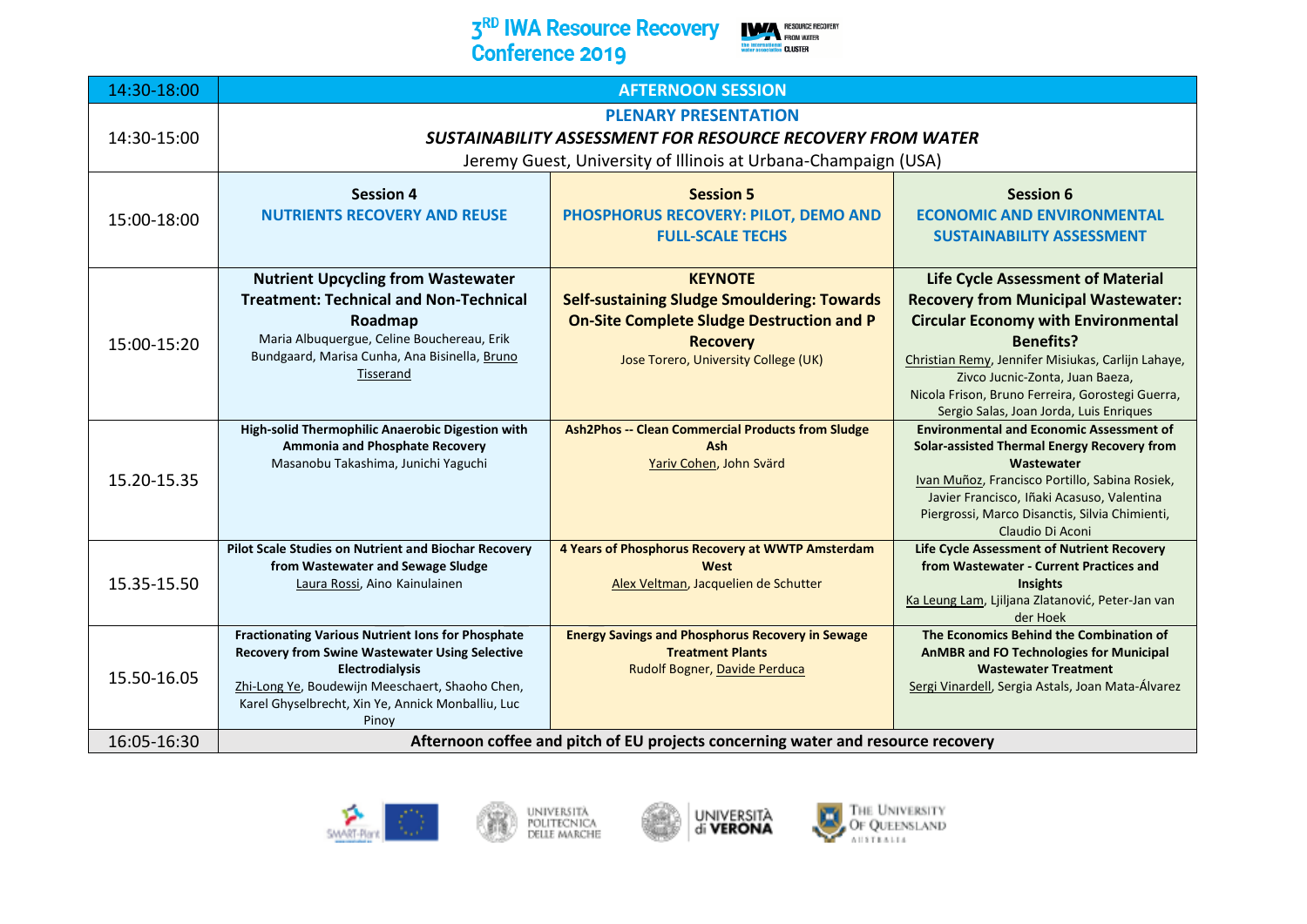# 3[RD] IWA Resource Recovery Conference 2019

| 14:30-18:00 | AFTERNOON SESSION | | |
|---|---|---|---|
| 14:30-15:00 | **PLENARY PRESENTATION** ***SUSTAINABILITY ASSESSMENT FOR RESOURCE RECOVERY FROM WATER*** Jeremy Guest, University of Illinois at Urbana-Champaign (USA) | | |
| 15:00-18:00 | **Session 4** **NUTRIENTS RECOVERY AND REUSE** | **Session 5** **PHOSPHORUS RECOVERY: PILOT, DEMO AND FULL-SCALE TECHS** | **Session 6** **ECONOMIC AND ENVIRONMENTAL SUSTAINABILITY ASSESSMENT** |
| 15:00-15:20 | **Nutrient Upcycling from Wastewater Treatment: Technical and Non-Technical Roadmap** Maria Albuquergue, Celine Bouchereau, Erik Bundgaard, Marisa Cunha, Ana Bisinella, Bruno Tisserand | **KEYNOTE** **Self-sustaining Sludge Smouldering: Towards On-Site Complete Sludge Destruction and P Recovery** Jose Torero, University College (UK) | **Life Cycle Assessment of Material Recovery from Municipal Wastewater: Circular Economy with Environmental Benefits?** Christian Remy, Jennifer Misiukas, Carlijn Lahaye, Zivco Jucnic-Zonta, Juan Baeza, Nicola Frison, Bruno Ferreira, Gorostegi Guerra, Sergio Salas, Joan Jorda, Luis Enriques |
| 15.20-15.35 | **High-solid Thermophilic Anaerobic Digestion with Ammonia and Phosphate Recovery** Masanobu Takashima, Junichi Yaguchi | **Ash2Phos -- Clean Commercial Products from Sludge Ash** Yariv Cohen, John Svärd | **Environmental and Economic Assessment of Solar-assisted Thermal Energy Recovery from Wastewater** Ivan Muñoz, Francisco Portillo, Sabina Rosiek, Javier Francisco, Iñaki Acasuso, Valentina Piergrossi, Marco Disanctis, Silvia Chimienti, Claudio Di Aconi |
| 15.35-15.50 | **Pilot Scale Studies on Nutrient and Biochar Recovery from Wastewater and Sewage Sludge** Laura Rossi, Aino Kainulainen | **4 Years of Phosphorus Recovery at WWTP Amsterdam West** Alex Veltman, Jacquelien de Schutter | **Life Cycle Assessment of Nutrient Recovery from Wastewater - Current Practices and Insights** Ka Leung Lam, Ljiljana Zlatanović, Peter-Jan van der Hoek |
| 15.50-16.05 | **Fractionating Various Nutrient Ions for Phosphate Recovery from Swine Wastewater Using Selective Electrodialysis** Zhi-Long Ye, Boudewijn Meeschaert, Shaoho Chen, Karel Ghyselbrecht, Xin Ye, Annick Monballiu, Luc Pinoy | **Energy Savings and Phosphorus Recovery in Sewage Treatment Plants** Rudolf Bogner, Davide Perduca | **The Economics Behind the Combination of AnMBR and FO Technologies for Municipal Wastewater Treatment** Sergi Vinardell, Sergia Astals, Joan Mata-Álvarez |
| 16:05-16:30 | **Afternoon coffee and pitch of EU projects concerning water and resource recovery** | | |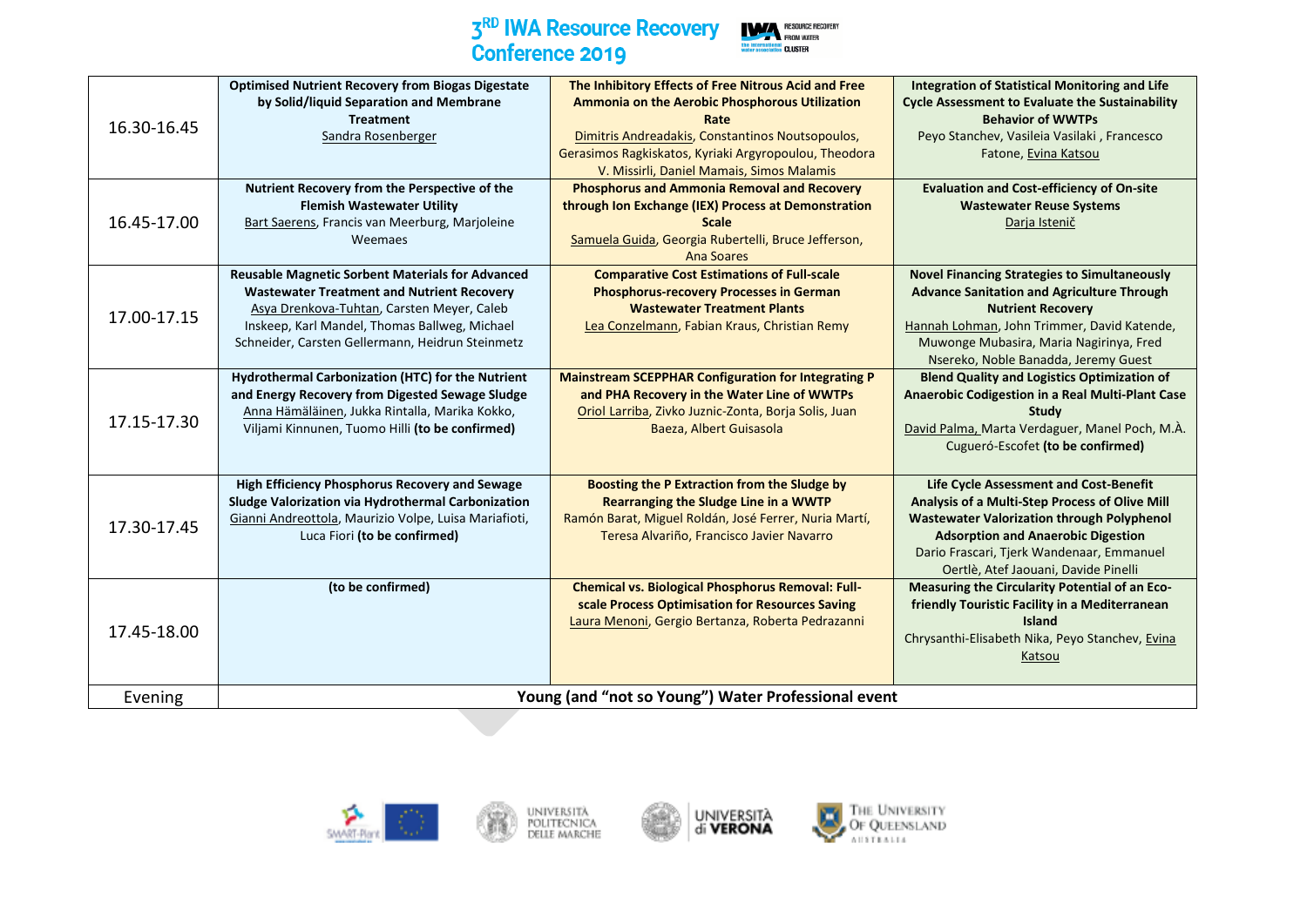| 16.30-16.45 | **Optimised Nutrient Recovery from Biogas Digestate by Solid/liquid Separation and Membrane Treatment** Sandra Rosenberger | **The Inhibitory Effects of Free Nitrous Acid and Free Ammonia on the Aerobic Phosphorus Utilization Rate** Dimitris Andreadakis, Constantinos Noutsopoulos, Gerasimos Ragkiskatos, Kyriaki Argyropoulou, Theodora V. Missirli, Daniel Mamais, Simos Malamis | **Integration of Statistical Monitoring and Life Cycle Assessment to Evaluate the Sustainability Behavior of WWTPs** Peyo Stanchev, Vasileia Vasilaki , Francesco Fatone, Evina Katsou |
|---|---|---|---|
| 16.45-17.00 | **Nutrient Recovery from the Perspective of the Flemish Wastewater Utility** Bart Saerens, Francis van Meerburg, Marjoleine Weemaes | **Phosphorus and Ammonia Removal and Recovery through Ion Exchange (IEX) Process at Demonstration Scale** Samuela Guida, Georgia Rubertelli, Bruce Jefferson, Ana Soares | **Evaluation and Cost-efficiency of On-site Wastewater Reuse Systems** Darja Istenič |
| 17.00-17.15 | **Reusable Magnetic Sorbent Materials for Advanced Wastewater Treatment and Nutrient Recovery** Asya Drenkova-Tuhtan, Carsten Meyer, Caleb Inskeep, Karl Mandel, Thomas Ballweg, Michael Schneider, Carsten Gellermann, Heidrun Steinmetz | **Comparative Cost Estimations of Full-scale Phosphorus-recovery Processes in German Wastewater Treatment Plants** Lea Conzelmann, Fabian Kraus, Christian Remy | **Novel Financing Strategies to Simultaneously Advance Sanitation and Agriculture Through Nutrient Recovery** Hannah Lohman, John Trimmer, David Katende, Muwonge Mubasira, Maria Nagirinya, Fred Nsereko, Noble Banadda, Jeremy Guest |
| 17.15-17.30 | **Hydrothermal Carbonization (HTC) for the Nutrient and Energy Recovery from Digested Sewage Sludge** Anna Hämäläinen, Jukka Rintala, Marika Kokko, Viljami Kinnunen, Tuomo Hilli **(to be confirmed)** | **Mainstream SCEPPHAR Configuration for Integrating P and PHA Recovery in the Water Line of WWTPs** Oriol Larriba, Zivko Juznic-Zonta, Borja Solis, Juan Baeza, Albert Guisasola | **Blend Quality and Logistics Optimization of Anaerobic Codigestion in a Real Multi-Plant Case Study** David Palma, Marta Verdaguer, Manel Poch, M.À. Cugueró-Escofet **(to be confirmed)** |
| 17.30-17.45 | **High Efficiency Phosphorus Recovery and Sewage Sludge Valorization via Hydrothermal Carbonization** Gianni Andreottola, Maurizio Volpe, Luisa Mariafioti, Luca Fiori **(to be confirmed)** | **Boosting the P Extraction from the Sludge by Rearranging the Sludge Line in a WWTP** Ramón Barat, Miguel Roldán, José Ferrer, Nuria Martí, Teresa Alvariño, Francisco Javier Navarro | **Life Cycle Assessment and Cost-Benefit Analysis of a Multi-Step Process of Olive Mill Wastewater Valorization through Polyphenol Adsorption and Anaerobic Digestion** Dario Frascari, Tjerk Wandenaar, Emmanuel Oertlè, Atef Jaouani, Davide Pinelli |
| 17.45-18.00 | **(to be confirmed)** | **Chemical vs. Biological Phosphorus Removal: Full-scale Process Optimisation for Resources Saving** Laura Menoni, Gergio Bertanza, Roberta Pedrazanni | **Measuring the Circularity Potential of an Eco-friendly Touristic Facility in a Mediterranean Island** Chrysanthi-Elisabeth Nika, Peyo Stanchev, Evina Katsou |
| Evening | **Young (and "not so Young") Water Professional event** | | |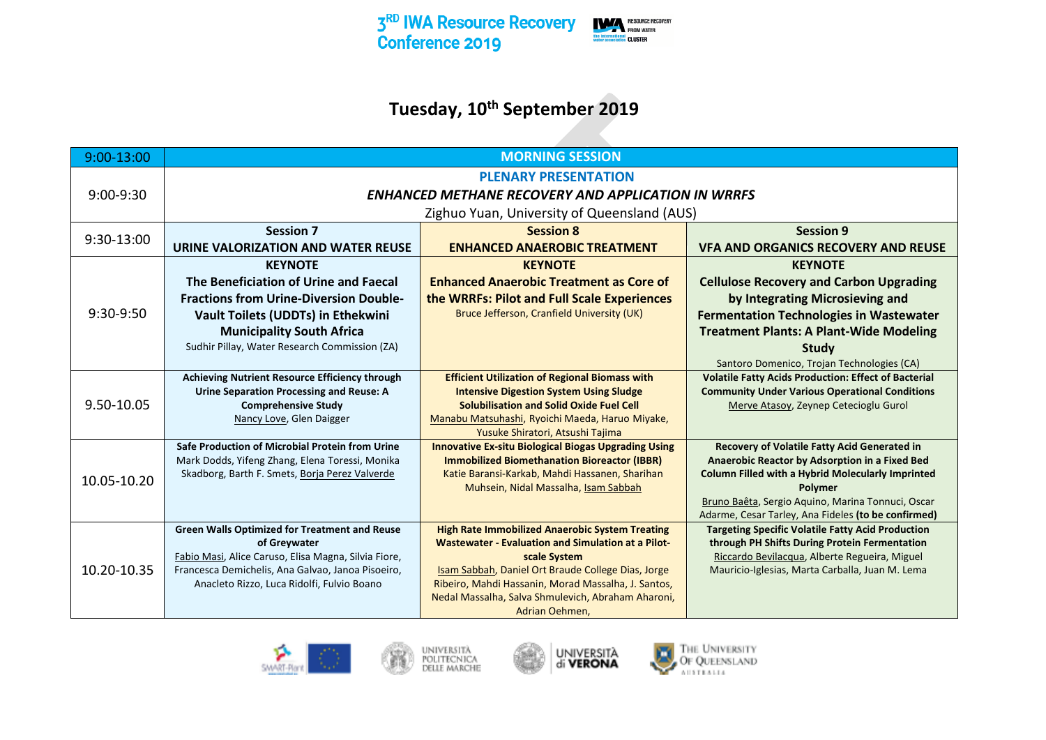# Tuesday, 10th September 2019

| 9:00-13:00 | MORNING SESSION | | |
|---|---|---|---|
| 9:00-9:30 | **PLENARY PRESENTATION**<br>***ENHANCED METHANE RECOVERY AND APPLICATION IN WRRFS***<br>Zighuo Yuan, University of Queensland (AUS) | | |
| 9:30-13:00 | **Session 7**<br>**URINE VALORIZATION AND WATER REUSE** | **Session 8**<br>**ENHANCED ANAEROBIC TREATMENT** | **Session 9**<br>**VFA AND ORGANICS RECOVERY AND REUSE** |
| 9:30-9:50 | **KEYNOTE**<br>**The Beneficiation of Urine and Faecal Fractions from Urine-Diversion Double-Vault Toilets (UDDTs) in Ethekwini Municipality South Africa**<br>Sudhir Pillay, Water Research Commission (ZA) | **KEYNOTE**<br>**Enhanced Anaerobic Treatment as Core of the WRRFs: Pilot and Full Scale Experiences**<br>Bruce Jefferson, Cranfield University (UK) | **KEYNOTE**<br>**Cellulose Recovery and Carbon Upgrading by Integrating Microsieving and Fermentation Technologies in Wastewater Treatment Plants: A Plant-Wide Modeling Study**<br>Santoro Domenico, Trojan Technologies (CA) |
| 9.50-10.05 | **Achieving Nutrient Resource Efficiency through Urine Separation Processing and Reuse: A Comprehensive Study**<br>Nancy Love, Glen Daigger | **Efficient Utilization of Regional Biomass with Intensive Digestion System Using Sludge Solubilisation and Solid Oxide Fuel Cell**<br>Manabu Matsuhashi, Ryoichi Maeda, Haruo Miyake, Yusuke Shiratori, Atsushi Tajima | **Volatile Fatty Acids Production: Effect of Bacterial Community Under Various Operational Conditions**<br>Merve Atasoy, Zeynep Cetecioglu Gurol |
| 10.05-10.20 | **Safe Production of Microbial Protein from Urine**<br>Mark Dodds, Yifeng Zhang, Elena Toressi, Monika Skadborg, Barth F. Smets, Borja Perez Valverde | **Innovative Ex-situ Biological Biogas Upgrading Using Immobilized Biomethanation Bioreactor (IBBR)**<br>Katie Baransi-Karkab, Mahdi Hassanen, Sharihan Muhsein, Nidal Massalha, Isam Sabbah | **Recovery of Volatile Fatty Acid Generated in Anaerobic Reactor by Adsorption in a Fixed Bed Column Filled with a Hybrid Molecularly Imprinted Polymer**<br>Bruno Baêta, Sergio Aquino, Marina Tonnuci, Oscar Adarme, Cesar Tarley, Ana Fideles **(to be confirmed)** |
| 10.20-10.35 | **Green Walls Optimized for Treatment and Reuse of Greywater**<br>Fabio Masi, Alice Caruso, Elisa Magna, Silvia Fiore, Francesca Demichelis, Ana Galvao, Janoa Pisoeiro, Anacleto Rizzo, Luca Ridolfi, Fulvio Boano | **High Rate Immobilized Anaerobic System Treating Wastewater - Evaluation and Simulation at a Pilot-scale System**<br>Isam Sabbah, Daniel Ort Braude College Dias, Jorge Ribeiro, Mahdi Hassanin, Morad Massalha, J. Santos, Nedal Massalha, Salva Shmulevich, Abraham Aharoni, Adrian Oehmen, | **Targeting Specific Volatile Fatty Acid Production through PH Shifts During Protein Fermentation**<br>Riccardo Bevilacqua, Alberte Regueira, Miguel Mauricio-Iglesias, Marta Carballa, Juan M. Lema |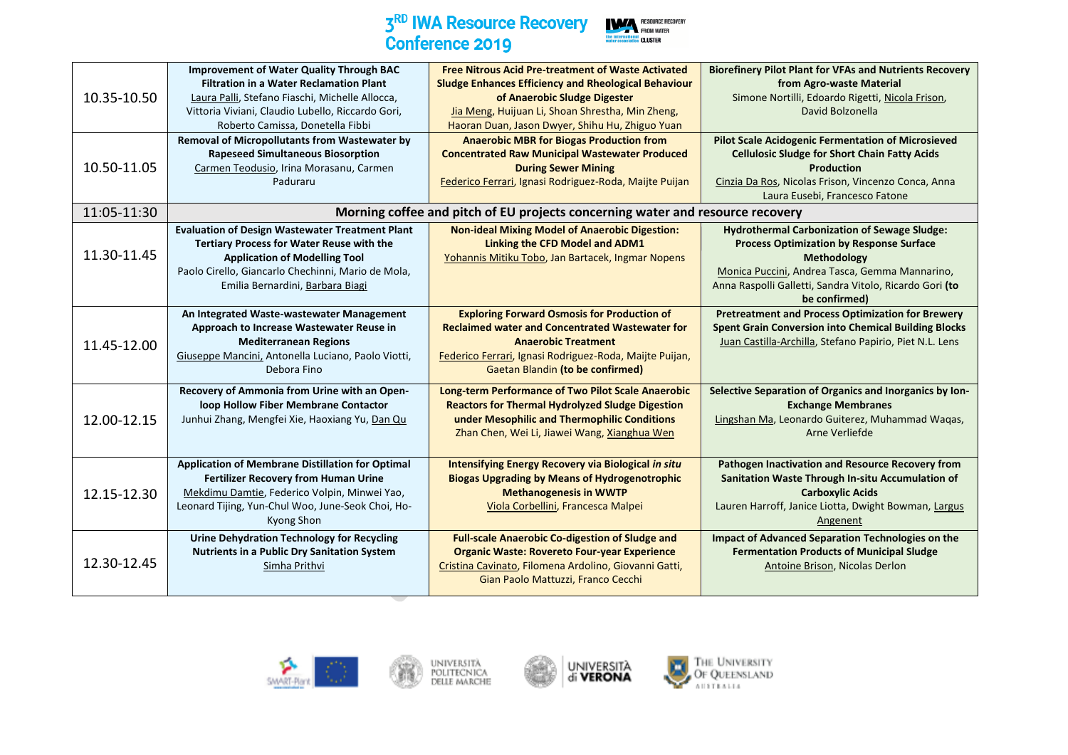| | | | |
|---|---|---|---|
| 10.35-10.50 | **Improvement of Water Quality Through BAC Filtration in a Water Reclamation Plant**<br>Laura Palli, Stefano Fiaschi, Michelle Allocca, Vittoria Viviani, Claudio Lubello, Riccardo Gori, Roberto Camissa, Donetella Fibbi | **Free Nitrous Acid Pre-treatment of Waste Activated Sludge Enhances Efficiency and Rheological Behaviour of Anaerobic Sludge Digester**<br>Jia Meng, Huijuan Li, Shoan Shrestha, Min Zheng, Haoran Duan, Jason Dwyer, Shihu Hu, Zhiguo Yuan | **Biorefinery Pilot Plant for VFAs and Nutrients Recovery from Agro-waste Material**<br>Simone Nortilli, Edoardo Rigetti, Nicola Frison, David Bolzonella |
| 10.50-11.05 | **Removal of Micropollutants from Wastewater by Rapeseed Simultaneous Biosorption**<br>Carmen Teodusio, Irina Morasanu, Carmen Paduraru | **Anaerobic MBR for Biogas Production from Concentrated Raw Municipal Wastewater Produced During Sewer Mining**<br>Federico Ferrari, Ignasi Rodriguez-Roda, Maijte Puijan | **Pilot Scale Acidogenic Fermentation of Microsieved Cellulosic Sludge for Short Chain Fatty Acids Production**<br>Cinzia Da Ros, Nicolas Frison, Vincenzo Conca, Anna Laura Eusebi, Francesco Fatone |
| 11:05-11:30 | **Morning coffee and pitch of EU projects concerning water and resource recovery** | | |
| 11.30-11.45 | **Evaluation of Design Wastewater Treatment Plant Tertiary Process for Water Reuse with the Application of Modelling Tool**<br>Paolo Cirello, Giancarlo Chechinni, Mario de Mola, Emilia Bernardini, Barbara Biagi | **Non-ideal Mixing Model of Anaerobic Digestion: Linking the CFD Model and ADM1**<br>Yohannis Mitiku Tobo, Jan Bartacek, Ingmar Nopens | **Hydrothermal Carbonization of Sewage Sludge: Process Optimization by Response Surface Methodology**<br>Monica Puccini, Andrea Tasca, Gemma Mannarino, Anna Raspolli Galletti, Sandra Vitolo, Ricardo Gori **(to be confirmed)** |
| 11.45-12.00 | **An Integrated Waste-wastewater Management Approach to Increase Wastewater Reuse in Mediterranean Regions**<br>Giuseppe Mancini, Antonella Luciano, Paolo Viotti, Debora Fino | **Exploring Forward Osmosis for Production of Reclaimed water and Concentrated Wastewater for Anaerobic Treatment**<br>Federico Ferrari, Ignasi Rodriguez-Roda, Maijte Puijan, Gaetan Blandin **(to be confirmed)** | **Pretreatment and Process Optimization for Brewery Spent Grain Conversion into Chemical Building Blocks**<br>Juan Castilla-Archilla, Stefano Papirio, Piet N.L. Lens |
| 12.00-12.15 | **Recovery of Ammonia from Urine with an Open-loop Hollow Fiber Membrane Contactor**<br>Junhui Zhang, Mengfei Xie, Haoxiang Yu, Dan Qu | **Long-term Performance of Two Pilot Scale Anaerobic Reactors for Thermal Hydrolyzed Sludge Digestion under Mesophilic and Thermophilic Conditions**<br>Zhan Chen, Wei Li, Jiawei Wang, Xianghua Wen | **Selective Separation of Organics and Inorganics by Ion-Exchange Membranes**<br>Lingshan Ma, Leonardo Guiterez, Muhammad Waqas, Arne Verliefde |
| 12.15-12.30 | **Application of Membrane Distillation for Optimal Fertilizer Recovery from Human Urine**<br>Mekdimu Damtie, Federico Volpin, Minwei Yao, Leonard Tijing, Yun-Chul Woo, June-Seok Choi, Ho-Kyong Shon | **Intensifying Energy Recovery via Biological *in situ* Biogas Upgrading by Means of Hydrogenotrophic Methanogenesis in WWTP**<br>Viola Corbellini, Francesca Malpei | **Pathogen Inactivation and Resource Recovery from Sanitation Waste Through In-situ Accumulation of Carboxylic Acids**<br>Lauren Harroff, Janice Liotta, Dwight Bowman, Largus Angenent |
| 12.30-12.45 | **Urine Dehydration Technology for Recycling Nutrients in a Public Dry Sanitation System**<br>Simha Prithvi | **Full-scale Anaerobic Co-digestion of Sludge and Organic Waste: Rovereto Four-year Experience**<br>Cristina Cavinato, Filomena Ardolino, Giovanni Gatti, Gian Paolo Mattuzzi, Franco Cecchi | **Impact of Advanced Separation Technologies on the Fermentation Products of Municipal Sludge**<br>Antoine Brison, Nicolas Derlon |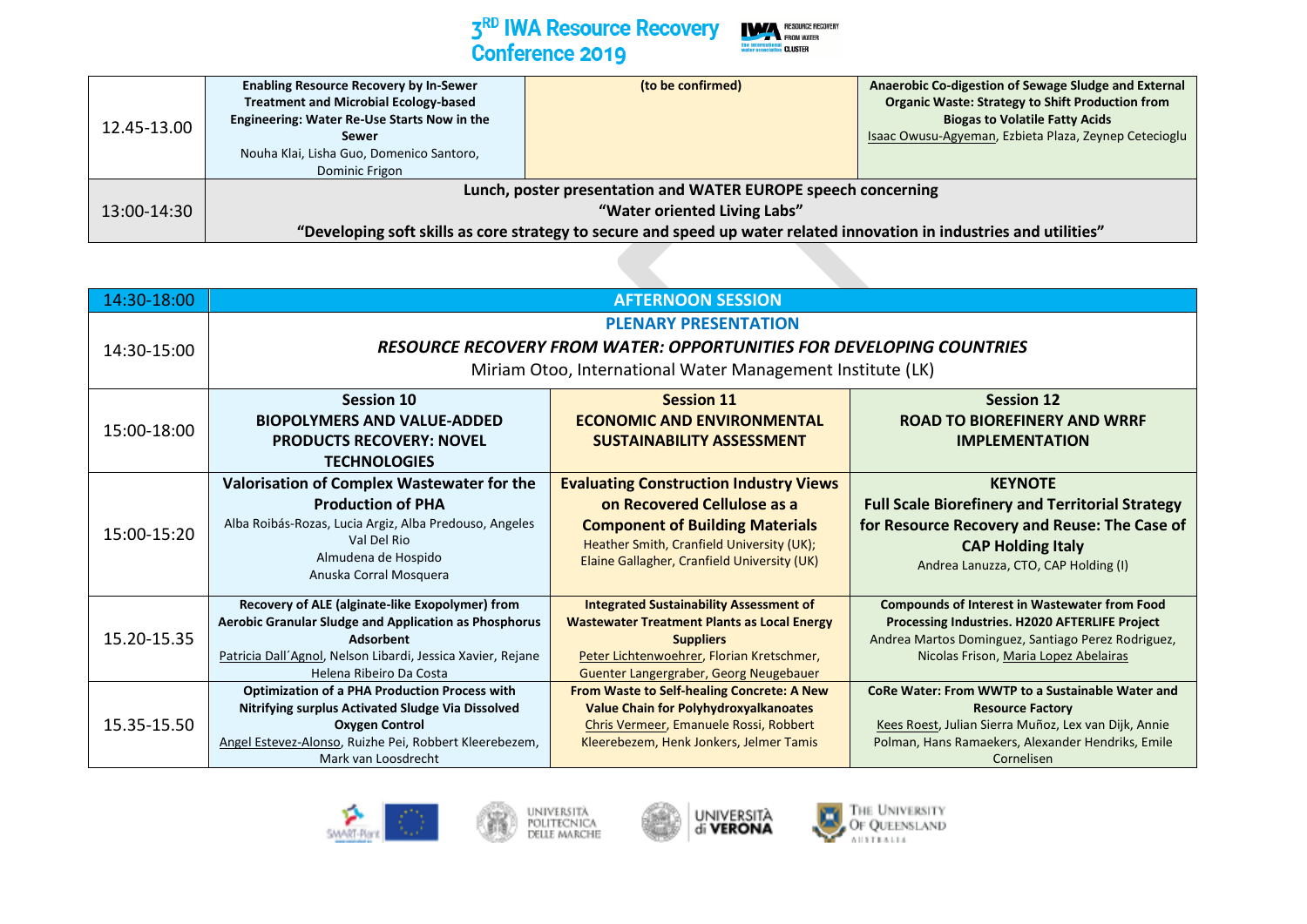| 12.45-13.00 | **Enabling Resource Recovery by In-Sewer Treatment and Microbial Ecology-based Engineering: Water Re-Use Starts Now in the Sewer** Nouha Klai, Lisha Guo, Domenico Santoro, Dominic Frigon | **(to be confirmed)** | **Anaerobic Co-digestion of Sewage Sludge and External Organic Waste: Strategy to Shift Production from Biogas to Volatile Fatty Acids** Isaac Owusu-Agyeman, Ezbieta Plaza, Zeynep Cetecioglu |
|---|---|---|---|
| 13:00-14:30 | **Lunch, poster presentation and WATER EUROPE speech concerning "Water oriented Living Labs" "Developing soft skills as core strategy to secure and speed up water related innovation in industries and utilities"** | | |

| 14:30-18:00 | **AFTERNOON SESSION** | | |
|---|---|---|---|
| 14:30-15:00 | **PLENARY PRESENTATION** ***RESOURCE RECOVERY FROM WATER: OPPORTUNITIES FOR DEVELOPING COUNTRIES*** Miriam Otoo, International Water Management Institute (LK) | | |
| 15:00-18:00 | **Session 10 BIOPOLYMERS AND VALUE-ADDED PRODUCTS RECOVERY: NOVEL TECHNOLOGIES** | **Session 11 ECONOMIC AND ENVIRONMENTAL SUSTAINABILITY ASSESSMENT** | **Session 12 ROAD TO BIOREFINERY AND WRRF IMPLEMENTATION** |
| 15:00-15:20 | **Valorisation of Complex Wastewater for the Production of PHA** Alba Roibás-Rozas, Lucia Argiz, Alba Predouso, Angeles Val Del Rio Almudena de Hospido Anuska Corral Mosquera | **Evaluating Construction Industry Views on Recovered Cellulose as a Component of Building Materials** Heather Smith, Cranfield University (UK); Elaine Gallagher, Cranfield University (UK) | **KEYNOTE Full Scale Biorefinery and Territorial Strategy for Resource Recovery and Reuse: The Case of CAP Holding Italy** Andrea Lanuzza, CTO, CAP Holding (I) |
| 15.20-15.35 | **Recovery of ALE (alginate-like Exopolymer) from Aerobic Granular Sludge and Application as Phosphorus Adsorbent** Patricia Dall´Agnol, Nelson Libardi, Jessica Xavier, Rejane Helena Ribeiro Da Costa | **Integrated Sustainability Assessment of Wastewater Treatment Plants as Local Energy Suppliers** Peter Lichtenwoehrer, Florian Kretschmer, Guenter Langergraber, Georg Neugebauer | **Compounds of Interest in Wastewater from Food Processing Industries. H2020 AFTERLIFE Project** Andrea Martos Dominguez, Santiago Perez Rodriguez, Nicolas Frison, Maria Lopez Abelairas |
| 15.35-15.50 | **Optimization of a PHA Production Process with Nitrifying surplus Activated Sludge Via Dissolved Oxygen Control** Angel Estevez-Alonso, Ruizhe Pei, Robbert Kleerebezem, Mark van Loosdrecht | **From Waste to Self-healing Concrete: A New Value Chain for Polyhydroxyalkanoates** Chris Vermeer, Emanuele Rossi, Robbert Kleerebezem, Henk Jonkers, Jelmer Tamis | **CoRe Water: From WWTP to a Sustainable Water and Resource Factory** Kees Roest, Julian Sierra Muñoz, Lex van Dijk, Annie Polman, Hans Ramaekers, Alexander Hendriks, Emile Cornelisen |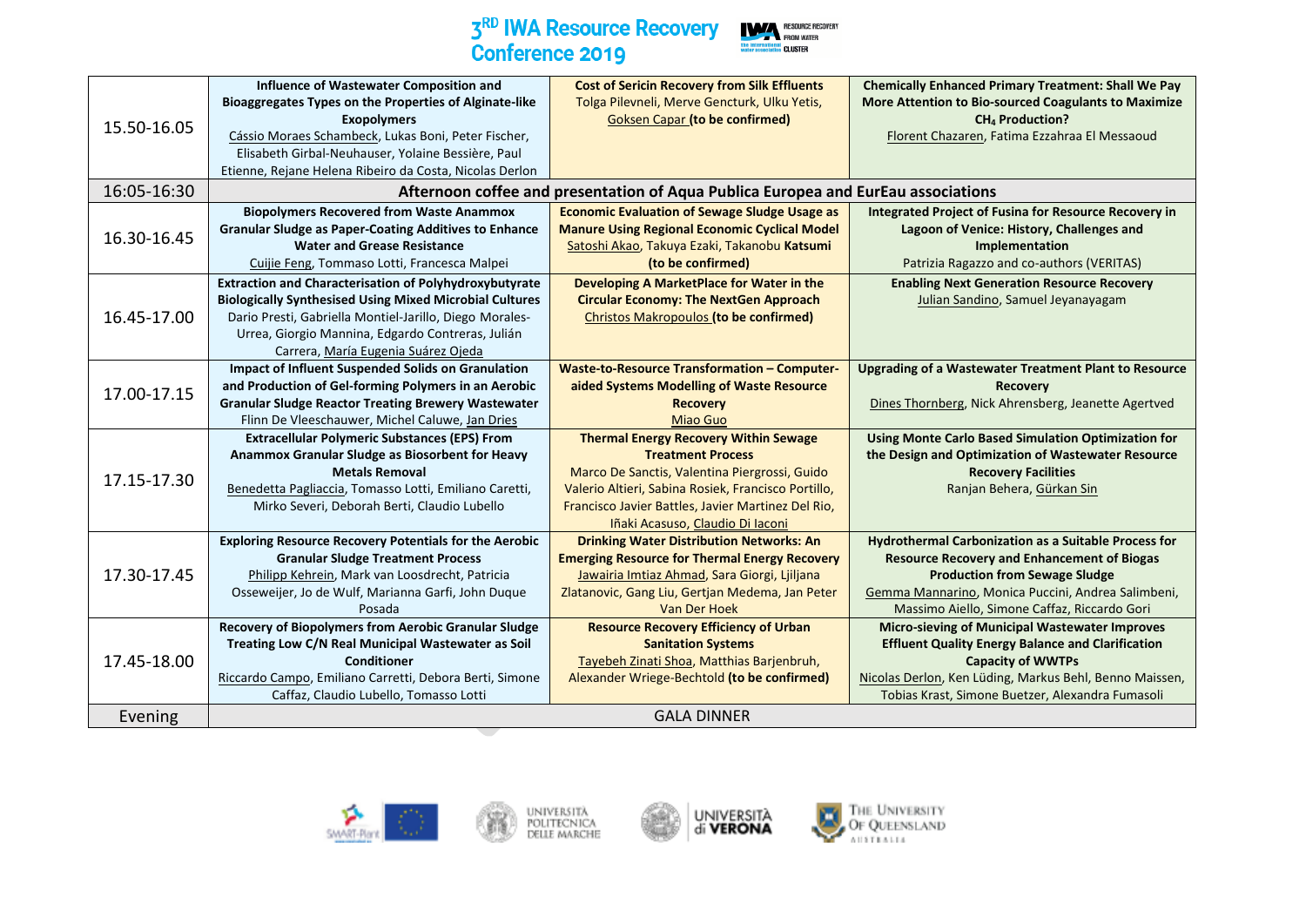| | | | |
|---|---|---|---|
| 15.50-16.05 | **Influence of Wastewater Composition and Bioaggregates Types on the Properties of Alginate-like Exopolymers** Cássio Moraes Schambeck, Lukas Boni, Peter Fischer, Elisabeth Girbal-Neuhauser, Yolaine Bessière, Paul Etienne, Rejane Helena Ribeiro da Costa, Nicolas Derlon | **Cost of Sericin Recovery from Silk Effluents** Tolga Pilevneli, Merve Gencturk, Ulku Yetis, Goksen Capar **(to be confirmed)** | **Chemically Enhanced Primary Treatment: Shall We Pay More Attention to Bio-sourced Coagulants to Maximize $CH_4$ Production?** Florent Chazaren, Fatima Ezzahraa El Messaoud |
| 16:05-16:30 | **Afternoon coffee and presentation of Aqua Publica Europea and EurEau associations** | | |
| 16.30-16.45 | **Biopolymers Recovered from Waste Anammox Granular Sludge as Paper-Coating Additives to Enhance Water and Grease Resistance** Cuijie Feng, Tommaso Lotti, Francesca Malpei | **Economic Evaluation of Sewage Sludge Usage as Manure Using Regional Economic Cyclical Model** Satoshi Akao, Takuya Ezaki, Takanobu **Katsumi (to be confirmed)** | **Integrated Project of Fusina for Resource Recovery in Lagoon of Venice: History, Challenges and Implementation** Patrizia Ragazzo and co-authors (VERITAS) |
| 16.45-17.00 | **Extraction and Characterisation of Polyhydroxybutyrate Biologically Synthesised Using Mixed Microbial Cultures** Dario Presti, Gabriella Montiel-Jarillo, Diego Morales-Urrea, Giorgio Mannina, Edgardo Contreras, Julián Carrera, María Eugenia Suárez Ojeda | **Developing A MarketPlace for Water in the Circular Economy: The NextGen Approach** Christos Makropoulos **(to be confirmed)** | **Enabling Next Generation Resource Recovery** Julian Sandino, Samuel Jeyanayagam |
| 17.00-17.15 | **Impact of Influent Suspended Solids on Granulation and Production of Gel-forming Polymers in an Aerobic Granular Sludge Reactor Treating Brewery Wastewater** Flinn De Vleeschauwer, Michel Caluwe, Jan Dries | **Waste-to-Resource Transformation – Computer-aided Systems Modelling of Waste Resource Recovery** Miao Guo | **Upgrading of a Wastewater Treatment Plant to Resource Recovery** Dines Thornberg, Nick Ahrensberg, Jeanette Agertved |
| 17.15-17.30 | **Extracellular Polymeric Substances (EPS) From Anammox Granular Sludge as Biosorbent for Heavy Metals Removal** Benedetta Pagliaccia, Tomasso Lotti, Emiliano Caretti, Mirko Severi, Deborah Berti, Claudio Lubello | **Thermal Energy Recovery Within Sewage Treatment Process** Marco De Sanctis, Valentina Piergrossi, Guido Valerio Altieri, Sabina Rosiek, Francisco Portillo, Francisco Javier Battles, Javier Martinez Del Rio, Iñaki Acasuso, Claudio Di Iaconi | **Using Monte Carlo Based Simulation Optimization for the Design and Optimization of Wastewater Resource Recovery Facilities** Ranjan Behera, Gürkan Sin |
| 17.30-17.45 | **Exploring Resource Recovery Potentials for the Aerobic Granular Sludge Treatment Process** Philipp Kehrein, Mark van Loosdrecht, Patricia Osseweijer, Jo de Wulf, Marianna Garfi, John Duque Posada | **Drinking Water Distribution Networks: An Emerging Resource for Thermal Energy Recovery** Jawairia Imtiaz Ahmad, Sara Giorgi, Ljiljana Zlatanovic, Gang Liu, Gertjan Medema, Jan Peter Van Der Hoek | **Hydrothermal Carbonization as a Suitable Process for Resource Recovery and Enhancement of Biogas Production from Sewage Sludge** Gemma Mannarino, Monica Puccini, Andrea Salimbeni, Massimo Aiello, Simone Caffaz, Riccardo Gori |
| 17.45-18.00 | **Recovery of Biopolymers from Aerobic Granular Sludge Treating Low C/N Real Municipal Wastewater as Soil Conditioner** Riccardo Campo, Emiliano Carretti, Debora Berti, Simone Caffaz, Claudio Lubello, Tomasso Lotti | **Resource Recovery Efficiency of Urban Sanitation Systems** Tayebeh Zinati Shoa, Matthias Barjenbruh, Alexander Wriege-Bechtold **(to be confirmed)** | **Micro-sieving of Municipal Wastewater Improves Effluent Quality Energy Balance and Clarification Capacity of WWTPs** Nicolas Derlon, Ken Lüding, Markus Behl, Benno Maissen, Tobias Krast, Simone Buetzer, Alexandra Fumasoli |
| Evening | GALA DINNER | | |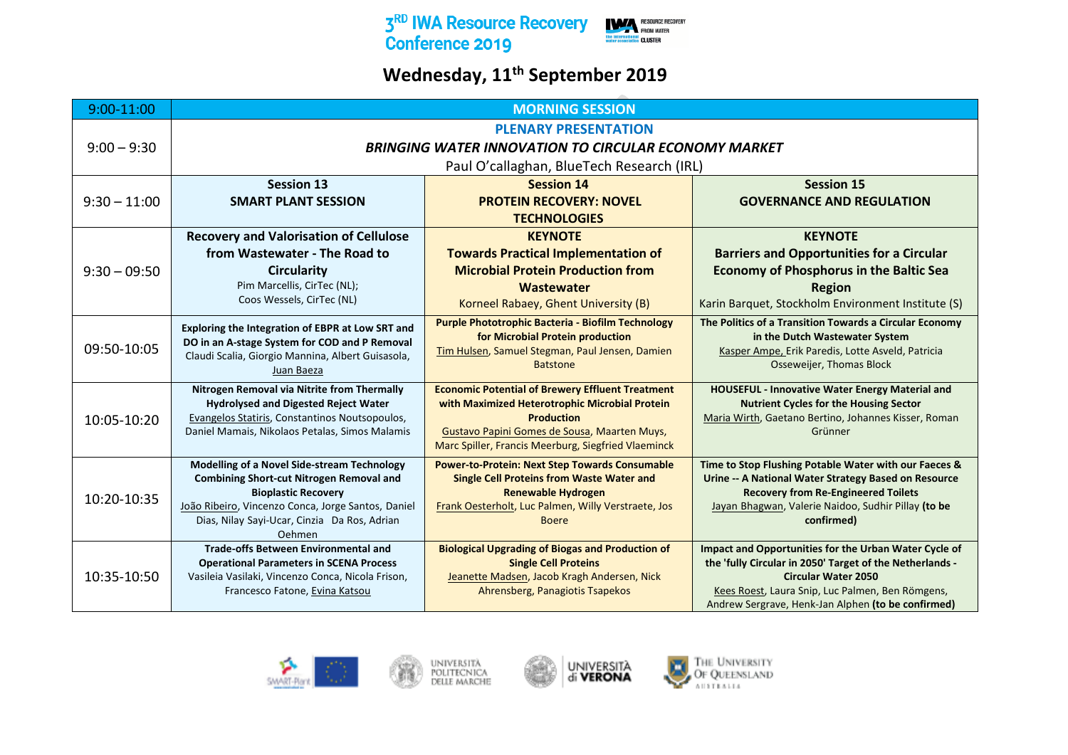# 3RD IWA Resource Recovery Conference 2019

## Wednesday, 11th September 2019

| 9:00-11:00 | MORNING SESSION | | |
|---|---|---|---|
| 9:00 – 9:30 | **PLENARY PRESENTATION**<br>***BRINGING WATER INNOVATION TO CIRCULAR ECONOMY MARKET***<br>Paul O'callaghan, BlueTech Research (IRL) | | |
| 9:30 – 11:00 | **Session 13**<br>**SMART PLANT SESSION** | **Session 14**<br>**PROTEIN RECOVERY: NOVEL TECHNOLOGIES** | **Session 15**<br>**GOVERNANCE AND REGULATION** |
| 9:30 – 09:50 | **Recovery and Valorisation of Cellulose from Wastewater - The Road to Circularity**<br>Pim Marcellis, CirTec (NL);<br>Coos Wessels, CirTec (NL) | **KEYNOTE**<br>**Towards Practical Implementation of Microbial Protein Production from Wastewater**<br>Korneel Rabaey, Ghent University (B) | **KEYNOTE**<br>**Barriers and Opportunities for a Circular Economy of Phosphorus in the Baltic Sea Region**<br>Karin Barquet, Stockholm Environment Institute (S) |
| 09:50-10:05 | **Exploring the Integration of EBPR at Low SRT and DO in an A-stage System for COD and P Removal**<br>Claudi Scalia, Giorgio Mannina, Albert Guisasola, Juan Baeza | **Purple Phototrophic Bacteria - Biofilm Technology for Microbial Protein production**<br>Tim Hulsen, Samuel Stegman, Paul Jensen, Damien Batstone | **The Politics of a Transition Towards a Circular Economy in the Dutch Wastewater System**<br>Kasper Ampe, Erik Paredis, Lotte Asveld, Patricia Osseweijer, Thomas Block |
| 10:05-10:20 | **Nitrogen Removal via Nitrite from Thermally Hydrolysed and Digested Reject Water**<br>Evangelos Statiris, Constantinos Noutsopoulos, Daniel Mamais, Nikolaos Petalas, Simos Malamis | **Economic Potential of Brewery Effluent Treatment with Maximized Heterotrophic Microbial Protein Production**<br>Gustavo Papini Gomes de Sousa, Maarten Muys, Marc Spiller, Francis Meerburg, Siegfried Vlaeminck | **HOUSEFUL - Innovative Water Energy Material and Nutrient Cycles for the Housing Sector**<br>Maria Wirth, Gaetano Bertino, Johannes Kisser, Roman Grünner |
| 10:20-10:35 | **Modelling of a Novel Side-stream Technology Combining Short-cut Nitrogen Removal and Bioplastic Recovery**<br>João Ribeiro, Vincenzo Conca, Jorge Santos, Daniel Dias, Nilay Sayi-Ucar, Cinzia Da Ros, Adrian Oehmen | **Power-to-Protein: Next Step Towards Consumable Single Cell Proteins from Waste Water and Renewable Hydrogen**<br>Frank Oesterholt, Luc Palmen, Willy Verstraete, Jos Boere | **Time to Stop Flushing Potable Water with our Faeces & Urine -- A National Water Strategy Based on Resource Recovery from Re-Engineered Toilets**<br>Jayan Bhagwan, Valerie Naidoo, Sudhir Pillay **(to be confirmed)** |
| 10:35-10:50 | **Trade-offs Between Environmental and Operational Parameters in SCENA Process**<br>Vasileia Vasilaki, Vincenzo Conca, Nicola Frison, Francesco Fatone, Evina Katsou | **Biological Upgrading of Biogas and Production of Single Cell Proteins**<br>Jeanette Madsen, Jacob Kragh Andersen, Nick Ahrensberg, Panagiotis Tsapekos | **Impact and Opportunities for the Urban Water Cycle of the 'fully Circular in 2050' Target of the Netherlands - Circular Water 2050**<br>Kees Roest, Laura Snip, Luc Palmen, Ben Römgens, Andrew Sergrave, Henk-Jan Alphen **(to be confirmed)** |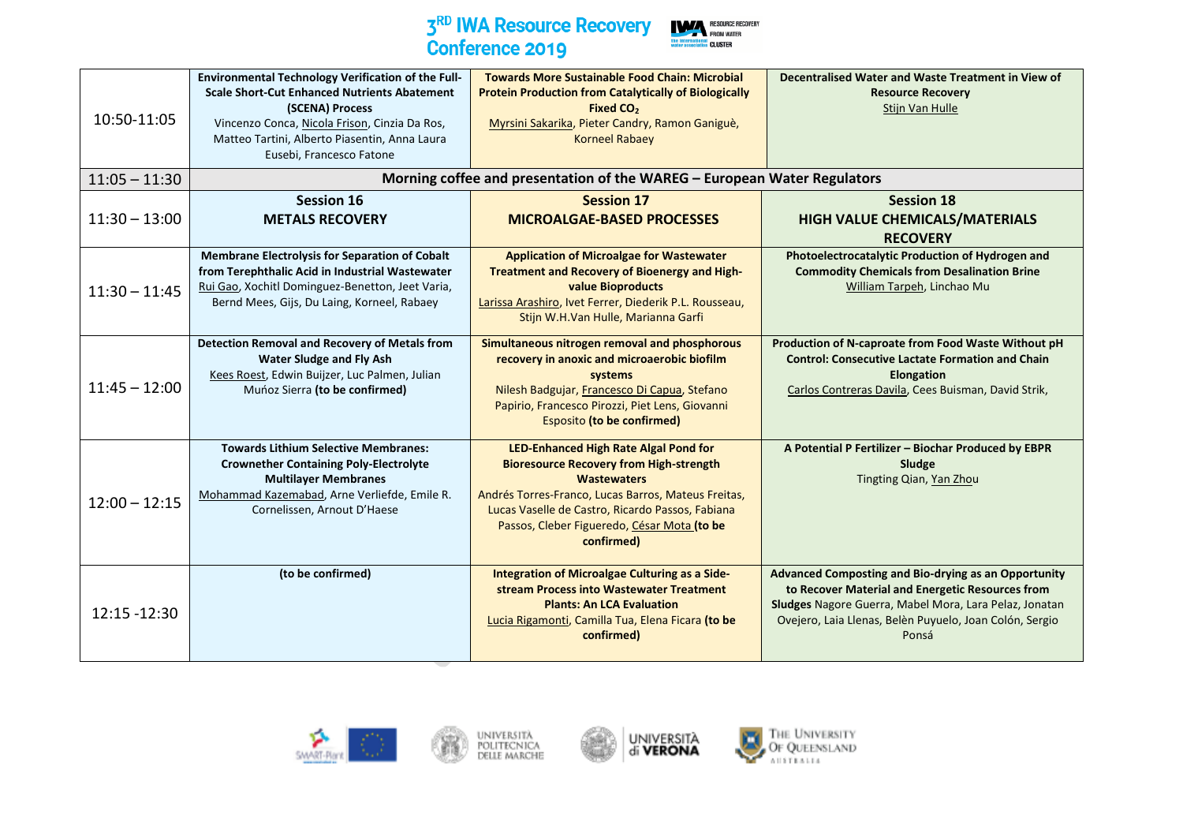| | | | |
|---|---|---|---|
| 10:50-11:05 | **Environmental Technology Verification of the Full-Scale Short-Cut Enhanced Nutrients Abatement (SCENA) Process** Vincenzo Conca, Nicola Frison, Cinzia Da Ros, Matteo Tartini, Alberto Piasentin, Anna Laura Eusebi, Francesco Fatone | **Towards More Sustainable Food Chain: Microbial Protein Production from Catalytically of Biologically Fixed $CO_2$** Myrsini Sakarika, Pieter Candry, Ramon Ganiguè, Korneel Rabaey | **Decentralised Water and Waste Treatment in View of Resource Recovery** Stijn Van Hulle |
| 11:05 – 11:30 | **Morning coffee and presentation of the WAREG – European Water Regulators** | | |
| 11:30 – 13:00 | **Session 16 METALS RECOVERY** | **Session 17 MICROALGAE-BASED PROCESSES** | **Session 18 HIGH VALUE CHEMICALS/MATERIALS RECOVERY** |
| 11:30 – 11:45 | **Membrane Electrolysis for Separation of Cobalt from Terephthalic Acid in Industrial Wastewater** Rui Gao, Xochitl Dominguez-Benetton, Jeet Varia, Bernd Mees, Gijs, Du Laing, Korneel, Rabaey | **Application of Microalgae for Wastewater Treatment and Recovery of Bioenergy and High-value Bioproducts** Larissa Arashiro, Ivet Ferrer, Diederik P.L. Rousseau, Stijn W.H.Van Hulle, Marianna Garfi | **Photoelectrocatalytic Production of Hydrogen and Commodity Chemicals from Desalination Brine** William Tarpeh, Linchao Mu |
| 11:45 – 12:00 | **Detection Removal and Recovery of Metals from Water Sludge and Fly Ash** Kees Roest, Edwin Buijzer, Luc Palmen, Julian Muńoz Sierra **(to be confirmed)** | **Simultaneous nitrogen removal and phosphorous recovery in anoxic and microaerobic biofilm systems** Nilesh Badgujar, Francesco Di Capua, Stefano Papirio, Francesco Pirozzi, Piet Lens, Giovanni Esposito **(to be confirmed)** | **Production of N-caproate from Food Waste Without pH Control: Consecutive Lactate Formation and Chain Elongation** Carlos Contreras Davila, Cees Buisman, David Strik, |
| 12:00 – 12:15 | **Towards Lithium Selective Membranes: Crownether Containing Poly-Electrolyte Multilayer Membranes** Mohammad Kazemabad, Arne Verliefde, Emile R. Cornelissen, Arnout D'Haese | **LED-Enhanced High Rate Algal Pond for Bioresource Recovery from High-strength Wastewaters** Andrés Torres-Franco, Lucas Barros, Mateus Freitas, Lucas Vaselle de Castro, Ricardo Passos, Fabiana Passos, Cleber Figueredo, César Mota **(to be confirmed)** | **A Potential P Fertilizer – Biochar Produced by EBPR Sludge** Tingting Qian, Yan Zhou |
| 12:15 -12:30 | **(to be confirmed)** | **Integration of Microalgae Culturing as a Side-stream Process into Wastewater Treatment Plants: An LCA Evaluation** Lucia Rigamonti, Camilla Tua, Elena Ficara **(to be confirmed)** | **Advanced Composting and Bio-drying as an Opportunity to Recover Material and Energetic Resources from Sludges** Nagore Guerra, Mabel Mora, Lara Pelaz, Jonatan Ovejero, Laia Llenas, Belèn Puyuelo, Joan Colón, Sergio Ponsá |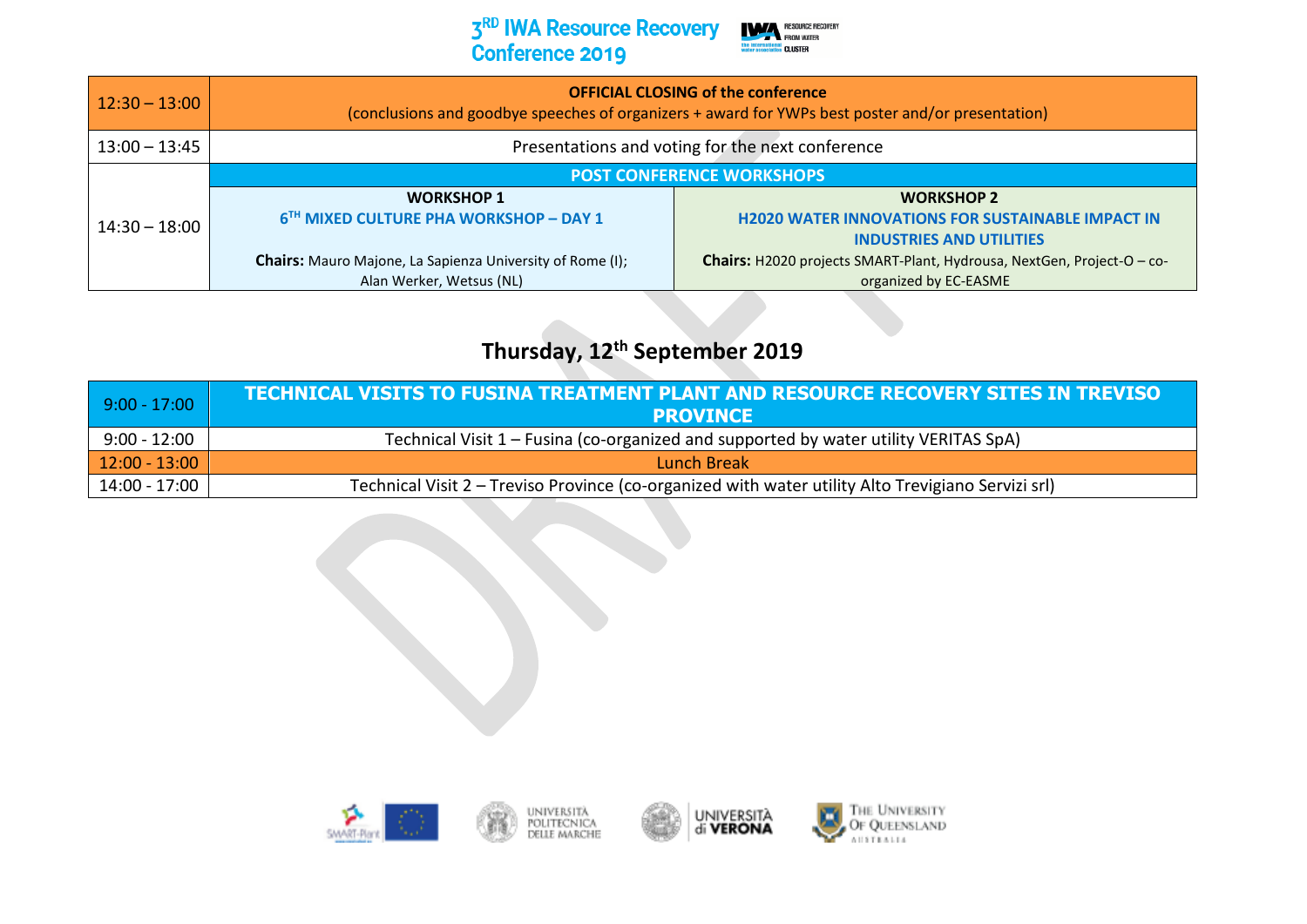| | | |
|---|---|---|
| 12:30 – 13:00 | **OFFICIAL CLOSING of the conference**<br>(conclusions and goodbye speeches of organizers + award for YWPs best poster and/or presentation) | |
| 13:00 – 13:45 | Presentations and voting for the next conference | |
| 14:30 – 18:00 | **POST CONFERENCE WORKSHOPS** | |
| | **WORKSHOP 1**<br>**6TH MIXED CULTURE PHA WORKSHOP – DAY 1**<br>**Chairs:** Mauro Majone, La Sapienza University of Rome (I); Alan Werker, Wetsus (NL) | **WORKSHOP 2**<br>**H2020 WATER INNOVATIONS FOR SUSTAINABLE IMPACT IN INDUSTRIES AND UTILITIES**<br>**Chairs:** H2020 projects SMART-Plant, Hydrousa, NextGen, Project-O – co-organized by EC-EASME |

## Thursday, 12th September 2019

| | |
|---|---|
| 9:00 - 17:00 | **TECHNICAL VISITS TO FUSINA TREATMENT PLANT AND RESOURCE RECOVERY SITES IN TREVISO PROVINCE** |
| 9:00 - 12:00 | Technical Visit 1 – Fusina (co-organized and supported by water utility VERITAS SpA) |
| 12:00 - 13:00 | Lunch Break |
| 14:00 - 17:00 | Technical Visit 2 – Treviso Province (co-organized with water utility Alto Trevigiano Servizi srl) |